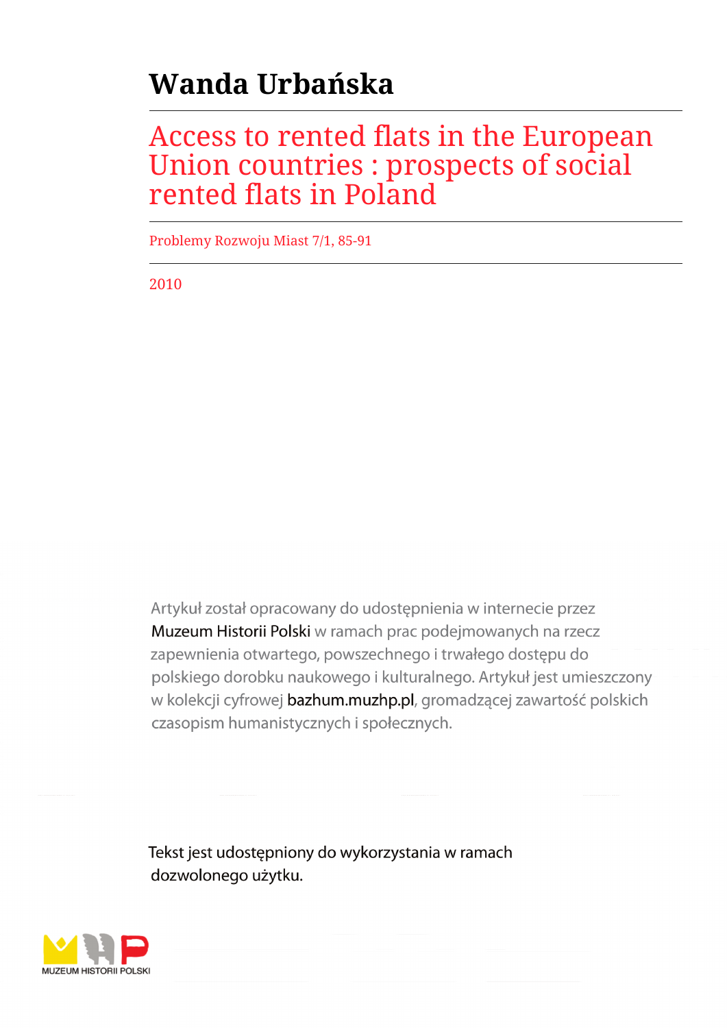# Wanda Urbańska

## Access to rented flats in the European Union countries : prospects of social rented flats in Poland

Problemy Rozwoju Miast 7/1, 85-91

2010

Artykuł został opracowany do udostępnienia w internecie przez Muzeum Historii Polski w ramach prac podejmowanych na rzecz zapewnienia otwartego, powszechnego i trwałego dostępu do polskiego dorobku naukowego i kulturalnego. Artykuł jest umieszczony w kolekcji cyfrowej bazhum.muzhp.pl, gromadzącej zawartość polskich czasopism humanistycznych i społecznych.

Tekst jest udostępniony do wykorzystania w ramach dozwolonego użytku.

MUZEUM HISTORII POLSKI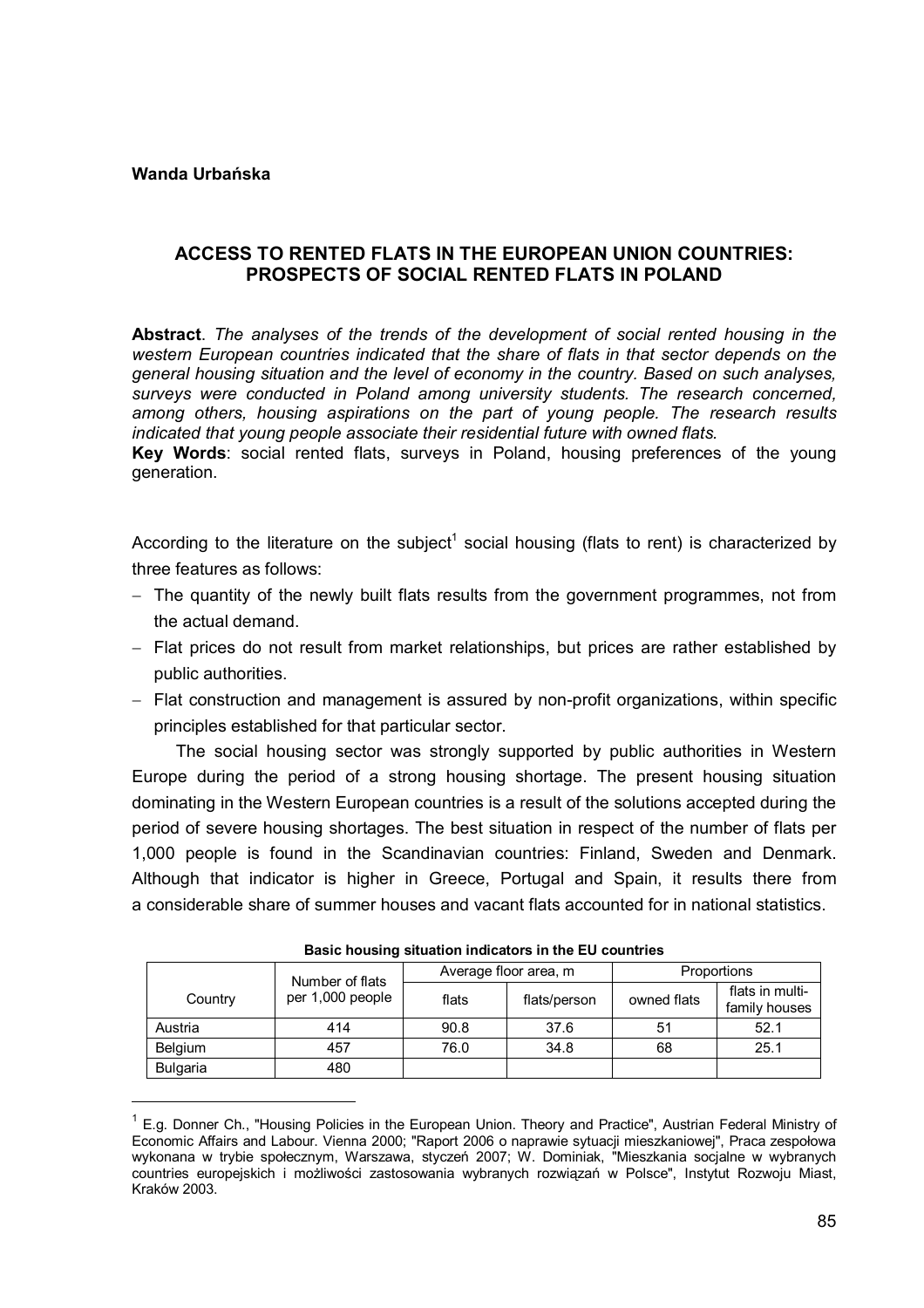**Wanda Urbańska**

## ACCESS TO RENTED FLATS IN THE EUROPEAN UNION COUNTRIES: PROSPECTS OF SOCIAL RENTED FLATS IN POLAND

**Abstract**. *The analyses of the trends of the development of social rented housing in the western European countries indicated that the share of flats in that sector depends on the general housing situation and the level of economy in the country. Based on such analyses, surveys were conducted in Poland among university students. The research concerned, among others, housing aspirations on the part of young people. The research results indicated that young people associate their residential future with owned flats.*

**Key Words**: social rented flats, surveys in Poland, housing preferences of the young generation.

According to the literature on the subject[1] social housing (flats to rent) is characterized by three features as follows:

- The quantity of the newly built flats results from the government programmes, not from the actual demand.
- Flat prices do not result from market relationships, but prices are rather established by public authorities.
- Flat construction and management is assured by non-profit organizations, within specific principles established for that particular sector.

The social housing sector was strongly supported by public authorities in Western Europe during the period of a strong housing shortage. The present housing situation dominating in the Western European countries is a result of the solutions accepted during the period of severe housing shortages. The best situation in respect of the number of flats per 1,000 people is found in the Scandinavian countries: Finland, Sweden and Denmark. Although that indicator is higher in Greece, Portugal and Spain, it results there from a considerable share of summer houses and vacant flats accounted for in national statistics.

**Basic housing situation indicators in the EU countries**

| Country | Number of flats per 1,000 people | Average floor area, m | | Proportions | |
|---|---|---|---|---|---|
| | | flats | flats/person | owned flats | flats in multi-family houses |
| Austria | 414 | 90.8 | 37.6 | 51 | 52.1 |
| Belgium | 457 | 76.0 | 34.8 | 68 | 25.1 |
| Bulgaria | 480 | | | | |

[1] E.g. Donner Ch., "Housing Policies in the European Union. Theory and Practice", Austrian Federal Ministry of Economic Affairs and Labour. Vienna 2000; "Raport 2006 o naprawie sytuacji mieszkaniowej", Praca zespołowa wykonana w trybie społecznym, Warszawa, styczeń 2007; W. Dominiak, "Mieszkania socjalne w wybranych countries europejskich i możliwości zastosowania wybranych rozwiązań w Polsce", Instytut Rozwoju Miast, Kraków 2003.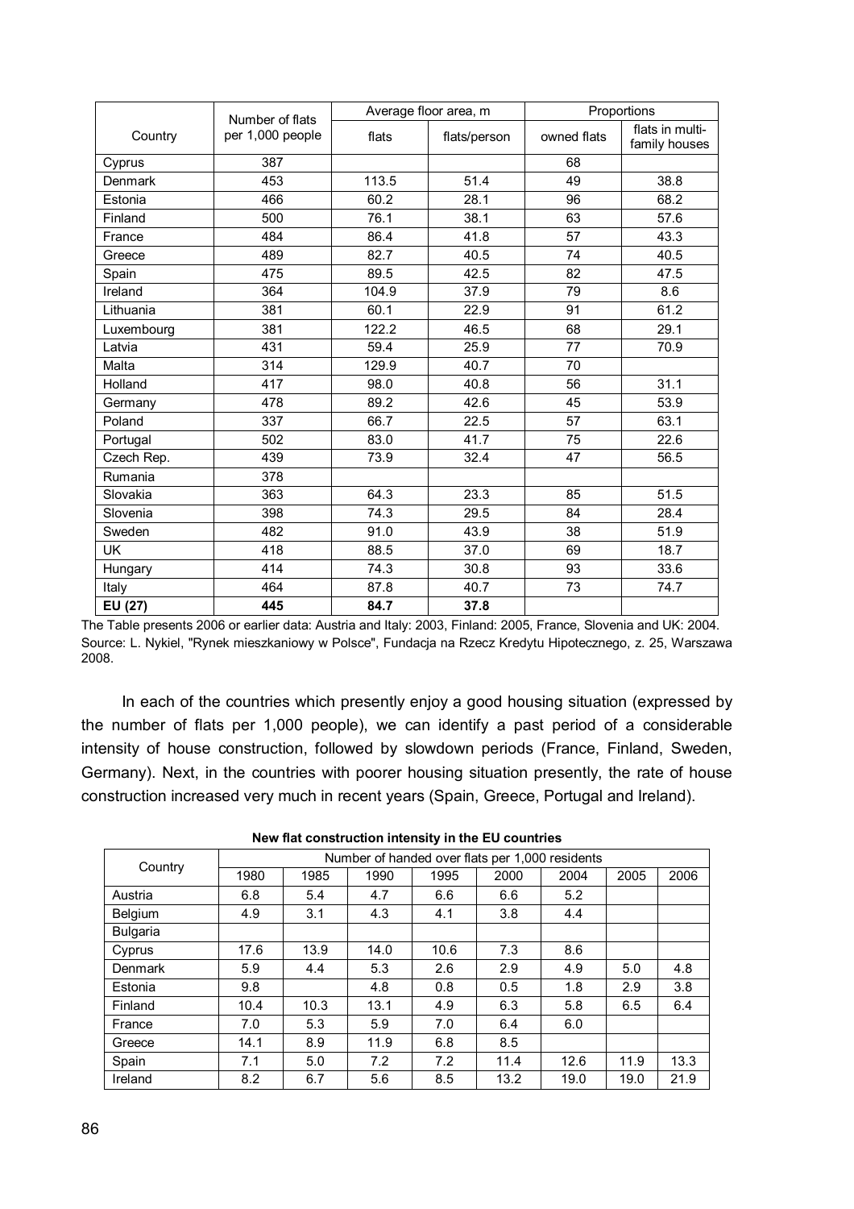| Country | Number of flats per 1,000 people | Average floor area, m | | Proportions | |
|---|---|---|---|---|---|
| | | flats | flats/person | owned flats | flats in multi-family houses |
| Cyprus | 387 | | | 68 | |
| Denmark | 453 | 113.5 | 51.4 | 49 | 38.8 |
| Estonia | 466 | 60.2 | 28.1 | 96 | 68.2 |
| Finland | 500 | 76.1 | 38.1 | 63 | 57.6 |
| France | 484 | 86.4 | 41.8 | 57 | 43.3 |
| Greece | 489 | 82.7 | 40.5 | 74 | 40.5 |
| Spain | 475 | 89.5 | 42.5 | 82 | 47.5 |
| Ireland | 364 | 104.9 | 37.9 | 79 | 8.6 |
| Lithuania | 381 | 60.1 | 22.9 | 91 | 61.2 |
| Luxembourg | 381 | 122.2 | 46.5 | 68 | 29.1 |
| Latvia | 431 | 59.4 | 25.9 | 77 | 70.9 |
| Malta | 314 | 129.9 | 40.7 | 70 | |
| Holland | 417 | 98.0 | 40.8 | 56 | 31.1 |
| Germany | 478 | 89.2 | 42.6 | 45 | 53.9 |
| Poland | 337 | 66.7 | 22.5 | 57 | 63.1 |
| Portugal | 502 | 83.0 | 41.7 | 75 | 22.6 |
| Czech Rep. | 439 | 73.9 | 32.4 | 47 | 56.5 |
| Rumania | 378 | | | | |
| Slovakia | 363 | 64.3 | 23.3 | 85 | 51.5 |
| Slovenia | 398 | 74.3 | 29.5 | 84 | 28.4 |
| Sweden | 482 | 91.0 | 43.9 | 38 | 51.9 |
| UK | 418 | 88.5 | 37.0 | 69 | 18.7 |
| Hungary | 414 | 74.3 | 30.8 | 93 | 33.6 |
| Italy | 464 | 87.8 | 40.7 | 73 | 74.7 |
| **EU (27)** | **445** | **84.7** | **37.8** | | |

The Table presents 2006 or earlier data: Austria and Italy: 2003, Finland: 2005, France, Slovenia and UK: 2004.
Source: L. Nykiel, "Rynek mieszkaniowy w Polsce", Fundacja na Rzecz Kredytu Hipotecznego, z. 25, Warszawa 2008.

In each of the countries which presently enjoy a good housing situation (expressed by the number of flats per 1,000 people), we can identify a past period of a considerable intensity of house construction, followed by slowdown periods (France, Finland, Sweden, Germany). Next, in the countries with poorer housing situation presently, the rate of house construction increased very much in recent years (Spain, Greece, Portugal and Ireland).

**New flat construction intensity in the EU countries**

| Country | Number of handed over flats per 1,000 residents | | | | | | | |
|---|---|---|---|---|---|---|---|---|
| | 1980 | 1985 | 1990 | 1995 | 2000 | 2004 | 2005 | 2006 |
| Austria | 6.8 | 5.4 | 4.7 | 6.6 | 6.6 | 5.2 | | |
| Belgium | 4.9 | 3.1 | 4.3 | 4.1 | 3.8 | 4.4 | | |
| Bulgaria | | | | | | | | |
| Cyprus | 17.6 | 13.9 | 14.0 | 10.6 | 7.3 | 8.6 | | |
| Denmark | 5.9 | 4.4 | 5.3 | 2.6 | 2.9 | 4.9 | 5.0 | 4.8 |
| Estonia | 9.8 | | 4.8 | 0.8 | 0.5 | 1.8 | 2.9 | 3.8 |
| Finland | 10.4 | 10.3 | 13.1 | 4.9 | 6.3 | 5.8 | 6.5 | 6.4 |
| France | 7.0 | 5.3 | 5.9 | 7.0 | 6.4 | 6.0 | | |
| Greece | 14.1 | 8.9 | 11.9 | 6.8 | 8.5 | | | |
| Spain | 7.1 | 5.0 | 7.2 | 7.2 | 11.4 | 12.6 | 11.9 | 13.3 |
| Ireland | 8.2 | 6.7 | 5.6 | 8.5 | 13.2 | 19.0 | 19.0 | 21.9 |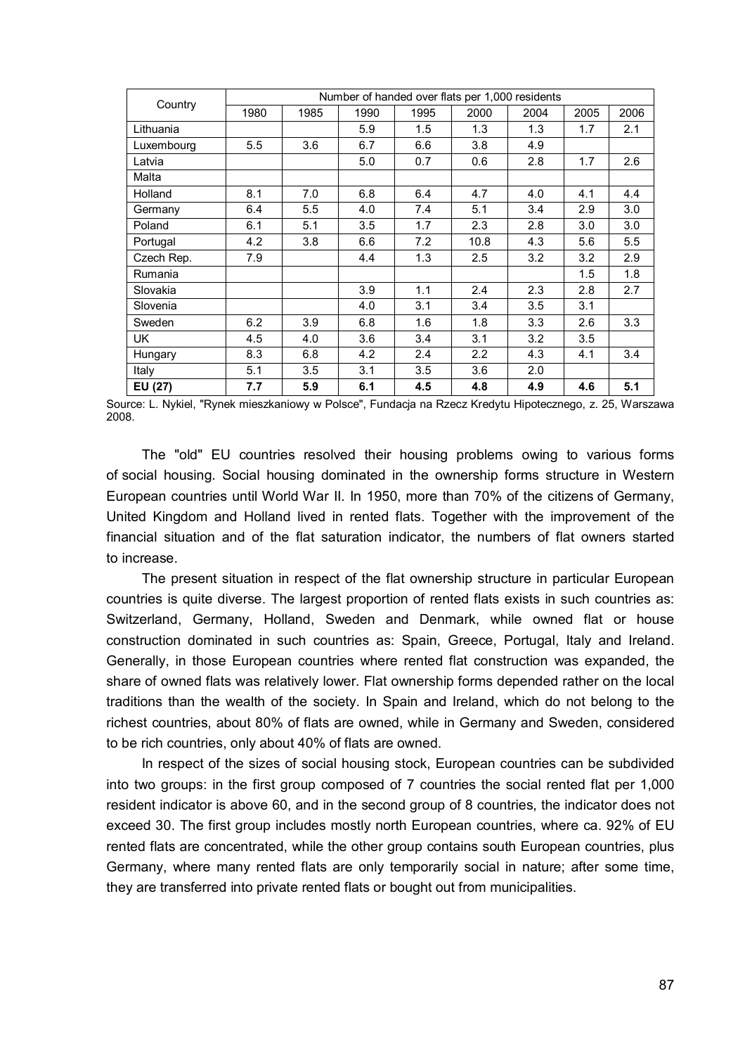| Country | Number of handed over flats per 1,000 residents | | | | | | | |
|---|---|---|---|---|---|---|---|---|
| | 1980 | 1985 | 1990 | 1995 | 2000 | 2004 | 2005 | 2006 |
| Lithuania | | | 5.9 | 1.5 | 1.3 | 1.3 | 1.7 | 2.1 |
| Luxembourg | 5.5 | 3.6 | 6.7 | 6.6 | 3.8 | 4.9 | | |
| Latvia | | | 5.0 | 0.7 | 0.6 | 2.8 | 1.7 | 2.6 |
| Malta | | | | | | | | |
| Holland | 8.1 | 7.0 | 6.8 | 6.4 | 4.7 | 4.0 | 4.1 | 4.4 |
| Germany | 6.4 | 5.5 | 4.0 | 7.4 | 5.1 | 3.4 | 2.9 | 3.0 |
| Poland | 6.1 | 5.1 | 3.5 | 1.7 | 2.3 | 2.8 | 3.0 | 3.0 |
| Portugal | 4.2 | 3.8 | 6.6 | 7.2 | 10.8 | 4.3 | 5.6 | 5.5 |
| Czech Rep. | 7.9 | | 4.4 | 1.3 | 2.5 | 3.2 | 3.2 | 2.9 |
| Rumania | | | | | | | 1.5 | 1.8 |
| Slovakia | | | 3.9 | 1.1 | 2.4 | 2.3 | 2.8 | 2.7 |
| Slovenia | | | 4.0 | 3.1 | 3.4 | 3.5 | 3.1 | |
| Sweden | 6.2 | 3.9 | 6.8 | 1.6 | 1.8 | 3.3 | 2.6 | 3.3 |
| UK | 4.5 | 4.0 | 3.6 | 3.4 | 3.1 | 3.2 | 3.5 | |
| Hungary | 8.3 | 6.8 | 4.2 | 2.4 | 2.2 | 4.3 | 4.1 | 3.4 |
| Italy | 5.1 | 3.5 | 3.1 | 3.5 | 3.6 | 2.0 | | |
| **EU (27)** | **7.7** | **5.9** | **6.1** | **4.5** | **4.8** | **4.9** | **4.6** | **5.1** |

Source: L. Nykiel, "Rynek mieszkaniowy w Polsce", Fundacja na Rzecz Kredytu Hipotecznego, z. 25, Warszawa 2008.

The "old" EU countries resolved their housing problems owing to various forms of social housing. Social housing dominated in the ownership forms structure in Western European countries until World War II. In 1950, more than 70% of the citizens of Germany, United Kingdom and Holland lived in rented flats. Together with the improvement of the financial situation and of the flat saturation indicator, the numbers of flat owners started to increase.

The present situation in respect of the flat ownership structure in particular European countries is quite diverse. The largest proportion of rented flats exists in such countries as: Switzerland, Germany, Holland, Sweden and Denmark, while owned flat or house construction dominated in such countries as: Spain, Greece, Portugal, Italy and Ireland. Generally, in those European countries where rented flat construction was expanded, the share of owned flats was relatively lower. Flat ownership forms depended rather on the local traditions than the wealth of the society. In Spain and Ireland, which do not belong to the richest countries, about 80% of flats are owned, while in Germany and Sweden, considered to be rich countries, only about 40% of flats are owned.

In respect of the sizes of social housing stock, European countries can be subdivided into two groups: in the first group composed of 7 countries the social rented flat per 1,000 resident indicator is above 60, and in the second group of 8 countries, the indicator does not exceed 30. The first group includes mostly north European countries, where ca. 92% of EU rented flats are concentrated, while the other group contains south European countries, plus Germany, where many rented flats are only temporarily social in nature; after some time, they are transferred into private rented flats or bought out from municipalities.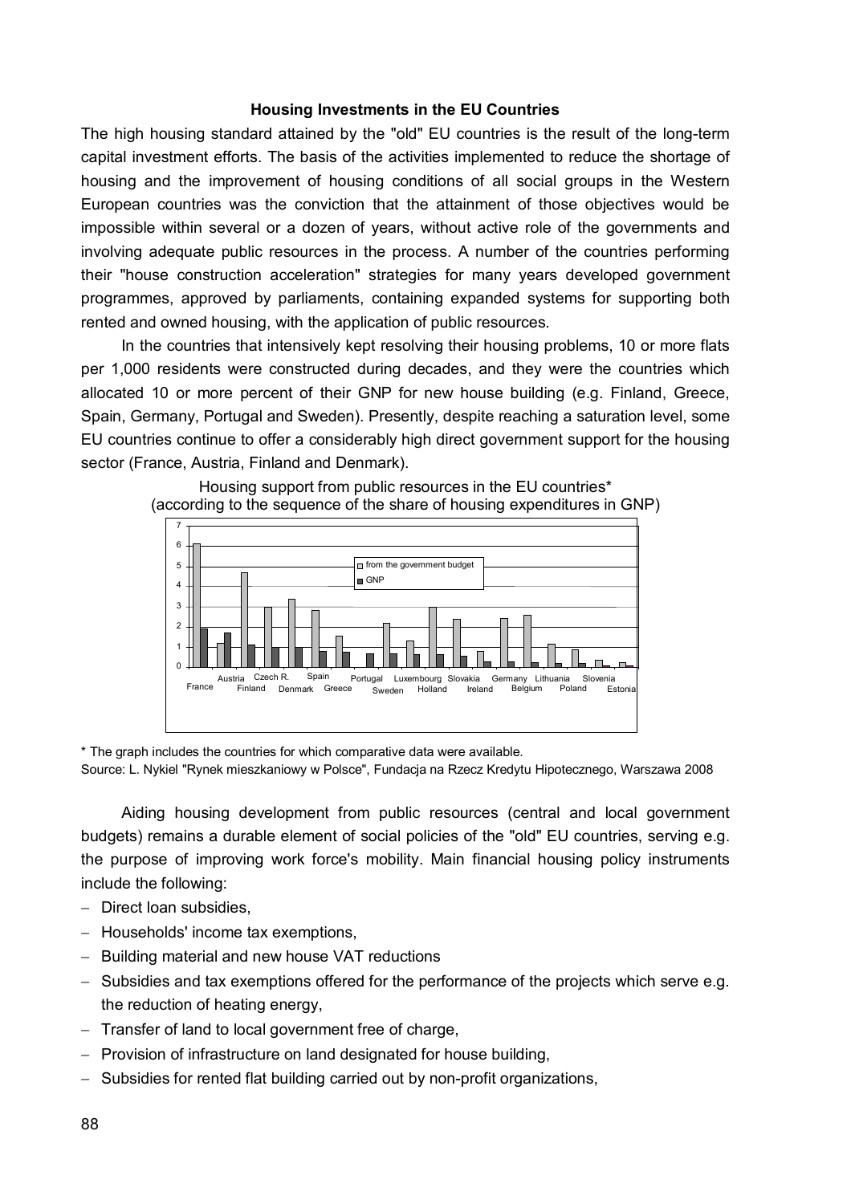### Housing Investments in the EU Countries

The high housing standard attained by the "old" EU countries is the result of the long-term capital investment efforts. The basis of the activities implemented to reduce the shortage of housing and the improvement of housing conditions of all social groups in the Western European countries was the conviction that the attainment of those objectives would be impossible within several or a dozen of years, without active role of the governments and involving adequate public resources in the process. A number of the countries performing their "house construction acceleration" strategies for many years developed government programmes, approved by parliaments, containing expanded systems for supporting both rented and owned housing, with the application of public resources.

In the countries that intensively kept resolving their housing problems, 10 or more flats per 1,000 residents were constructed during decades, and they were the countries which allocated 10 or more percent of their GNP for new house building (e.g. Finland, Greece, Spain, Germany, Portugal and Sweden). Presently, despite reaching a saturation level, some EU countries continue to offer a considerably high direct government support for the housing sector (France, Austria, Finland and Denmark).

Housing support from public resources in the EU countries*
(according to the sequence of the share of housing expenditures in GNP)

\* The graph includes the countries for which comparative data were available.
Source: L. Nykiel "Rynek mieszkaniowy w Polsce", Fundacja na Rzecz Kredytu Hipotecznego, Warszawa 2008

Aiding housing development from public resources (central and local government budgets) remains a durable element of social policies of the "old" EU countries, serving e.g. the purpose of improving work force's mobility. Main financial housing policy instruments include the following:

- Direct loan subsidies,
- Households' income tax exemptions,
- Building material and new house VAT reductions
- Subsidies and tax exemptions offered for the performance of the projects which serve e.g. the reduction of heating energy,
- Transfer of land to local government free of charge,
- Provision of infrastructure on land designated for house building,
- Subsidies for rented flat building carried out by non-profit organizations,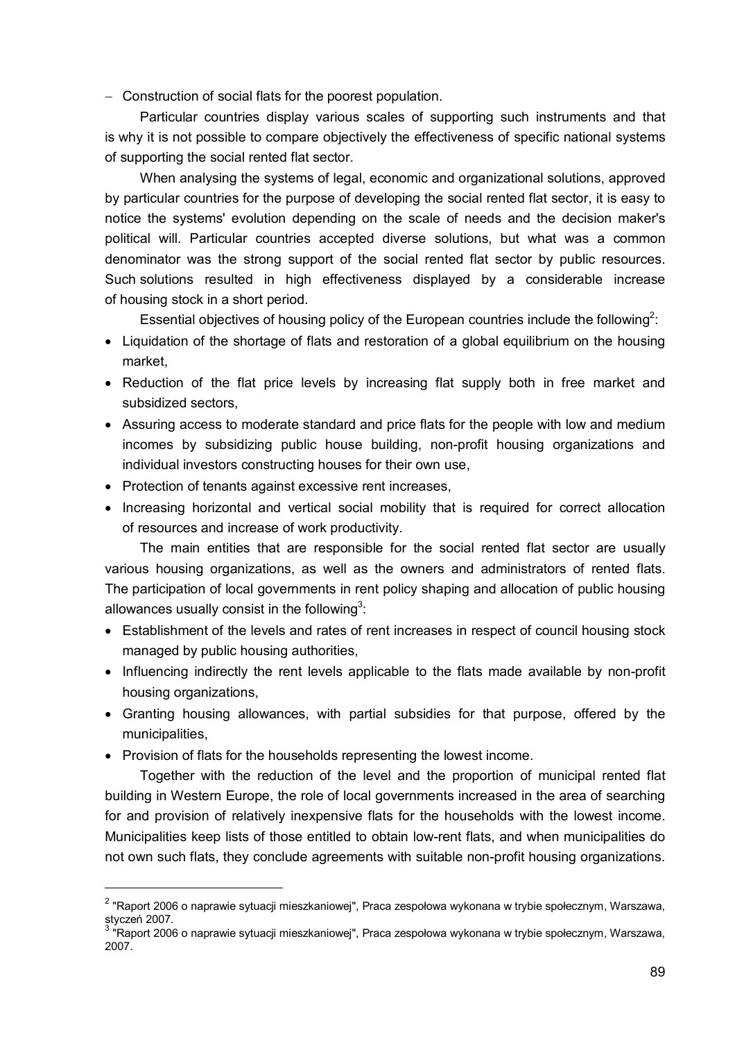- Construction of social flats for the poorest population.

Particular countries display various scales of supporting such instruments and that is why it is not possible to compare objectively the effectiveness of specific national systems of supporting the social rented flat sector.

When analysing the systems of legal, economic and organizational solutions, approved by particular countries for the purpose of developing the social rented flat sector, it is easy to notice the systems' evolution depending on the scale of needs and the decision maker's political will. Particular countries accepted diverse solutions, but what was a common denominator was the strong support of the social rented flat sector by public resources. Such solutions resulted in high effectiveness displayed by a considerable increase of housing stock in a short period.

Essential objectives of housing policy of the European countries include the following[2]:

- Liquidation of the shortage of flats and restoration of a global equilibrium on the housing market,
- Reduction of the flat price levels by increasing flat supply both in free market and subsidized sectors,
- Assuring access to moderate standard and price flats for the people with low and medium incomes by subsidizing public house building, non-profit housing organizations and individual investors constructing houses for their own use,
- Protection of tenants against excessive rent increases,
- Increasing horizontal and vertical social mobility that is required for correct allocation of resources and increase of work productivity.

The main entities that are responsible for the social rented flat sector are usually various housing organizations, as well as the owners and administrators of rented flats. The participation of local governments in rent policy shaping and allocation of public housing allowances usually consist in the following[3]:

- Establishment of the levels and rates of rent increases in respect of council housing stock managed by public housing authorities,
- Influencing indirectly the rent levels applicable to the flats made available by non-profit housing organizations,
- Granting housing allowances, with partial subsidies for that purpose, offered by the municipalities,
- Provision of flats for the households representing the lowest income.

Together with the reduction of the level and the proportion of municipal rented flat building in Western Europe, the role of local governments increased in the area of searching for and provision of relatively inexpensive flats for the households with the lowest income. Municipalities keep lists of those entitled to obtain low-rent flats, and when municipalities do not own such flats, they conclude agreements with suitable non-profit housing organizations.

---

[2] "Raport 2006 o naprawie sytuacji mieszkaniowej", Praca zespołowa wykonana w trybie społecznym, Warszawa, styczeń 2007.

[3] "Raport 2006 o naprawie sytuacji mieszkaniowej", Praca zespołowa wykonana w trybie społecznym, Warszawa, 2007.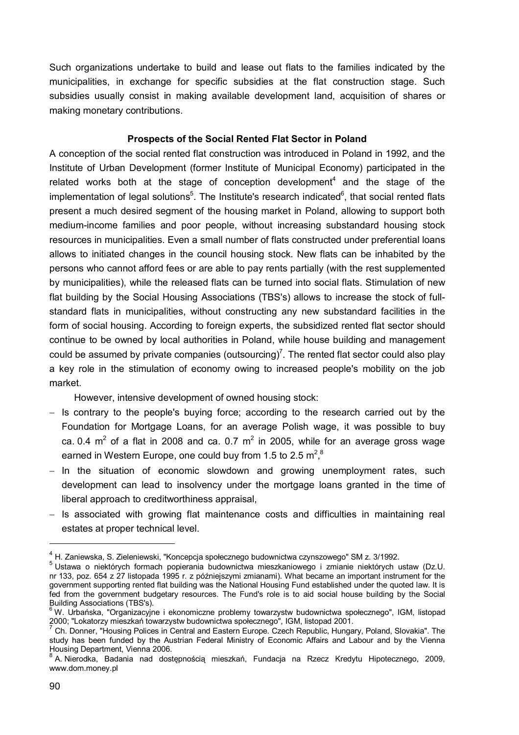Such organizations undertake to build and lease out flats to the families indicated by the municipalities, in exchange for specific subsidies at the flat construction stage. Such subsidies usually consist in making available development land, acquisition of shares or making monetary contributions.

**Prospects of the Social Rented Flat Sector in Poland**

A conception of the social rented flat construction was introduced in Poland in 1992, and the Institute of Urban Development (former Institute of Municipal Economy) participated in the related works both at the stage of conception development[4] and the stage of the implementation of legal solutions[5]. The Institute's research indicated[6], that social rented flats present a much desired segment of the housing market in Poland, allowing to support both medium-income families and poor people, without increasing substandard housing stock resources in municipalities. Even a small number of flats constructed under preferential loans allows to initiated changes in the council housing stock. New flats can be inhabited by the persons who cannot afford fees or are able to pay rents partially (with the rest supplemented by municipalities), while the released flats can be turned into social flats. Stimulation of new flat building by the Social Housing Associations (TBS's) allows to increase the stock of full-standard flats in municipalities, without constructing any new substandard facilities in the form of social housing. According to foreign experts, the subsidized rented flat sector should continue to be owned by local authorities in Poland, while house building and management could be assumed by private companies (outsourcing)[7]. The rented flat sector could also play a key role in the stimulation of economy owing to increased people's mobility on the job market.

However, intensive development of owned housing stock:

- Is contrary to the people's buying force; according to the research carried out by the Foundation for Mortgage Loans, for an average Polish wage, it was possible to buy ca. 0.4 $m^2$ of a flat in 2008 and ca. 0.7 $m^2$ in 2005, while for an average gross wage earned in Western Europe, one could buy from 1.5 to 2.5 $m^2$,[8]
- In the situation of economic slowdown and growing unemployment rates, such development can lead to insolvency under the mortgage loans granted in the time of liberal approach to creditworthiness appraisal,
- Is associated with growing flat maintenance costs and difficulties in maintaining real estates at proper technical level.

---

[4] H. Zaniewska, S. Zieleniewski, "Koncepcja społecznego budownictwa czynszowego" SM z. 3/1992.

[5] Ustawa o niektórych formach popierania budownictwa mieszkaniowego i zmianie niektórych ustaw (Dz.U. nr 133, poz. 654 z 27 listopada 1995 r. z późniejszymi zmianami). What became an important instrument for the government supporting rented flat building was the National Housing Fund established under the quoted law. It is fed from the government budgetary resources. The Fund's role is to aid social house building by the Social Building Associations (TBS's).

[6] W. Urbańska, "Organizacyjne i ekonomiczne problemy towarzystw budownictwa społecznego", IGM, listopad 2000; "Lokatorzy mieszkań towarzystw budownictwa społecznego", IGM, listopad 2001.

[7] Ch. Donner, "Housing Polices in Central and Eastern Europe. Czech Republic, Hungary, Poland, Slovakia". The study has been funded by the Austrian Federal Ministry of Economic Affairs and Labour and by the Vienna Housing Department, Vienna 2006.

[8] A. Nierodka, Badania nad dostępnością mieszkań, Fundacja na Rzecz Kredytu Hipotecznego, 2009, www.dom.money.pl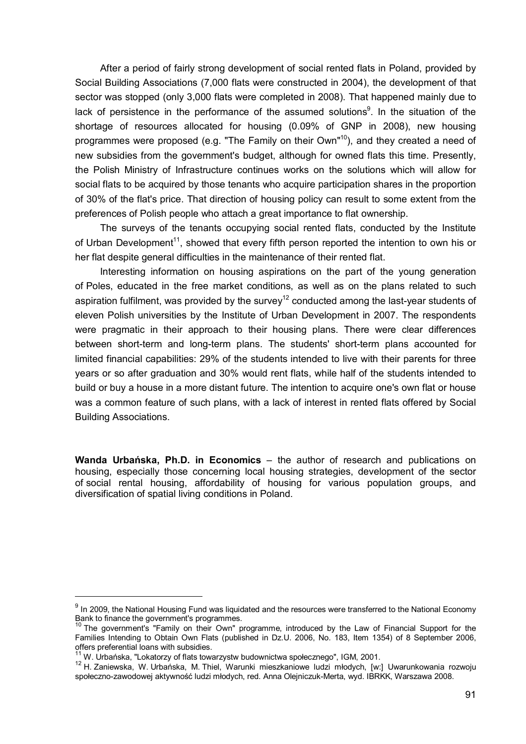After a period of fairly strong development of social rented flats in Poland, provided by Social Building Associations (7,000 flats were constructed in 2004), the development of that sector was stopped (only 3,000 flats were completed in 2008). That happened mainly due to lack of persistence in the performance of the assumed solutions[9]. In the situation of the shortage of resources allocated for housing (0.09% of GNP in 2008), new housing programmes were proposed (e.g. "The Family on their Own"[10]), and they created a need of new subsidies from the government's budget, although for owned flats this time. Presently, the Polish Ministry of Infrastructure continues works on the solutions which will allow for social flats to be acquired by those tenants who acquire participation shares in the proportion of 30% of the flat's price. That direction of housing policy can result to some extent from the preferences of Polish people who attach a great importance to flat ownership.

The surveys of the tenants occupying social rented flats, conducted by the Institute of Urban Development[11], showed that every fifth person reported the intention to own his or her flat despite general difficulties in the maintenance of their rented flat.

Interesting information on housing aspirations on the part of the young generation of Poles, educated in the free market conditions, as well as on the plans related to such aspiration fulfilment, was provided by the survey[12] conducted among the last-year students of eleven Polish universities by the Institute of Urban Development in 2007. The respondents were pragmatic in their approach to their housing plans. There were clear differences between short-term and long-term plans. The students' short-term plans accounted for limited financial capabilities: 29% of the students intended to live with their parents for three years or so after graduation and 30% would rent flats, while half of the students intended to build or buy a house in a more distant future. The intention to acquire one's own flat or house was a common feature of such plans, with a lack of interest in rented flats offered by Social Building Associations.

**Wanda Urbańska, Ph.D. in Economics** – the author of research and publications on housing, especially those concerning local housing strategies, development of the sector of social rental housing, affordability of housing for various population groups, and diversification of spatial living conditions in Poland.

---

[9] In 2009, the National Housing Fund was liquidated and the resources were transferred to the National Economy Bank to finance the government's programmes.

[10] The government's "Family on their Own" programme, introduced by the Law of Financial Support for the Families Intending to Obtain Own Flats (published in Dz.U. 2006, No. 183, Item 1354) of 8 September 2006, offers preferential loans with subsidies.

[11] W. Urbańska, "Lokatorzy of flats towarzystw budownictwa społecznego", IGM, 2001.

[12] H. Zaniewska, W. Urbańska, M. Thiel, Warunki mieszkaniowe ludzi młodych, [w:] Uwarunkowania rozwoju społeczno-zawodowej aktywność ludzi młodych, red. Anna Olejniczuk-Merta, wyd. IBRKK, Warszawa 2008.